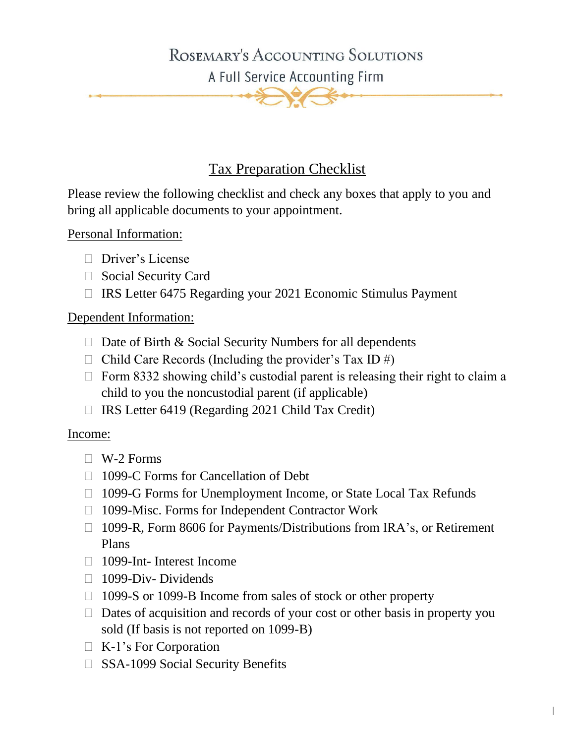# Rosemary's Accounting Solutions

A Full Service Accounting Firm

## Tax Preparation Checklist

Please review the following checklist and check any boxes that apply to you and bring all applicable documents to your appointment.

### Personal Information:

- ☐ Driver's License
- ☐ Social Security Card
- ☐ IRS Letter 6475 Regarding your 2021 Economic Stimulus Payment

### Dependent Information:

- ☐ Date of Birth & Social Security Numbers for all dependents
- ☐ Child Care Records (Including the provider's Tax ID #)
- ☐ Form 8332 showing child's custodial parent is releasing their right to claim a child to you the noncustodial parent (if applicable)
- ☐ IRS Letter 6419 (Regarding 2021 Child Tax Credit)

### Income:

- ☐ W-2 Forms
- ☐ 1099-C Forms for Cancellation of Debt
- ☐ 1099-G Forms for Unemployment Income, or State Local Tax Refunds
- ☐ 1099-Misc. Forms for Independent Contractor Work
- ☐ 1099-R, Form 8606 for Payments/Distributions from IRA's, or Retirement Plans
- ☐ 1099-Int- Interest Income
- ☐ 1099-Div- Dividends
- ☐ 1099-S or 1099-B Income from sales of stock or other property
- ☐ Dates of acquisition and records of your cost or other basis in property you sold (If basis is not reported on 1099-B)
- ☐ K-1's For Corporation
- ☐ SSA-1099 Social Security Benefits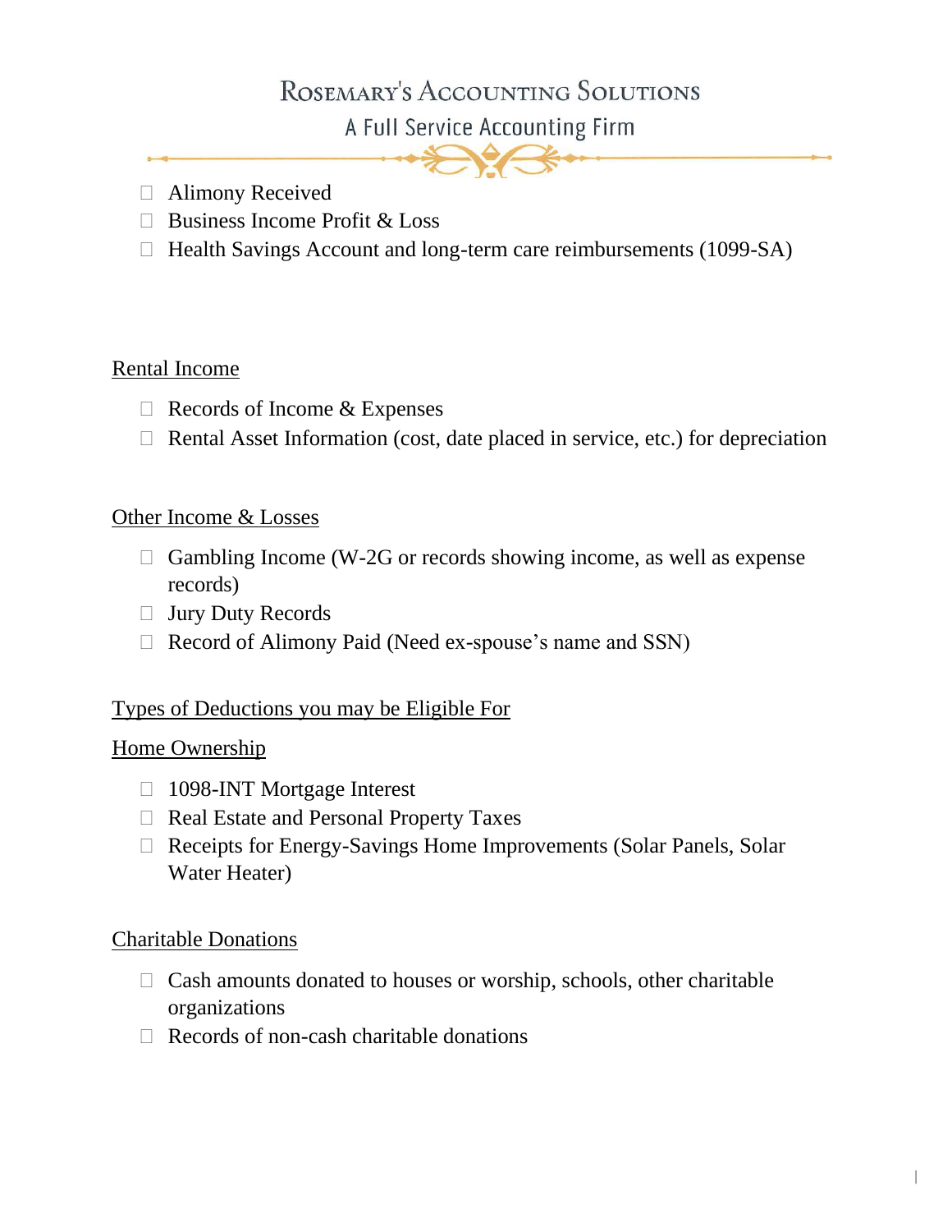- ☐ Alimony Received
- ☐ Business Income Profit & Loss
- ☐ Health Savings Account and long-term care reimbursements (1099-SA)

## Rental Income

- ☐ Records of Income & Expenses
- ☐ Rental Asset Information (cost, date placed in service, etc.) for depreciation

## Other Income & Losses

- ☐ Gambling Income (W-2G or records showing income, as well as expense records)
- ☐ Jury Duty Records
- ☐ Record of Alimony Paid (Need ex-spouse's name and SSN)

## Types of Deductions you may be Eligible For

### Home Ownership

- ☐ 1098-INT Mortgage Interest
- ☐ Real Estate and Personal Property Taxes
- ☐ Receipts for Energy-Savings Home Improvements (Solar Panels, Solar Water Heater)

### Charitable Donations

- ☐ Cash amounts donated to houses or worship, schools, other charitable organizations
- ☐ Records of non-cash charitable donations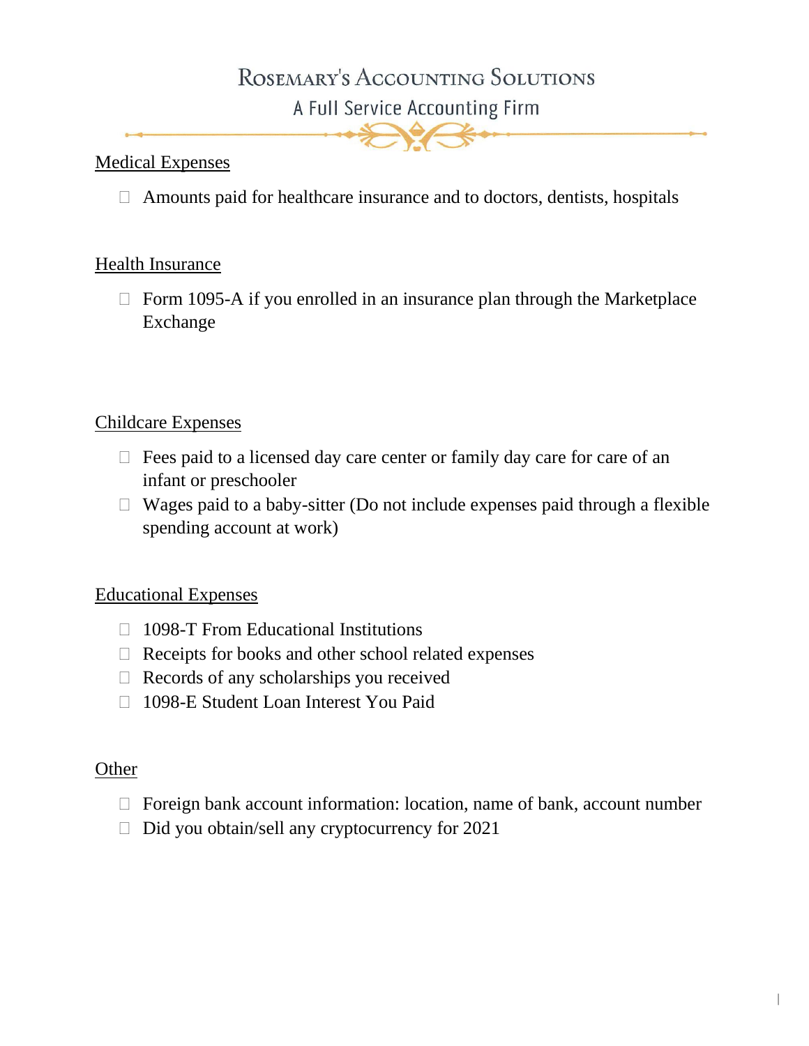Rosemary's Accounting Solutions

A Full Service Accounting Firm

## Medical Expenses

- ☐ Amounts paid for healthcare insurance and to doctors, dentists, hospitals

## Health Insurance

- ☐ Form 1095-A if you enrolled in an insurance plan through the Marketplace Exchange

## Childcare Expenses

- ☐ Fees paid to a licensed day care center or family day care for care of an infant or preschooler
- ☐ Wages paid to a baby-sitter (Do not include expenses paid through a flexible spending account at work)

## Educational Expenses

- ☐ 1098-T From Educational Institutions
- ☐ Receipts for books and other school related expenses
- ☐ Records of any scholarships you received
- ☐ 1098-E Student Loan Interest You Paid

## Other

- ☐ Foreign bank account information: location, name of bank, account number
- ☐ Did you obtain/sell any cryptocurrency for 2021